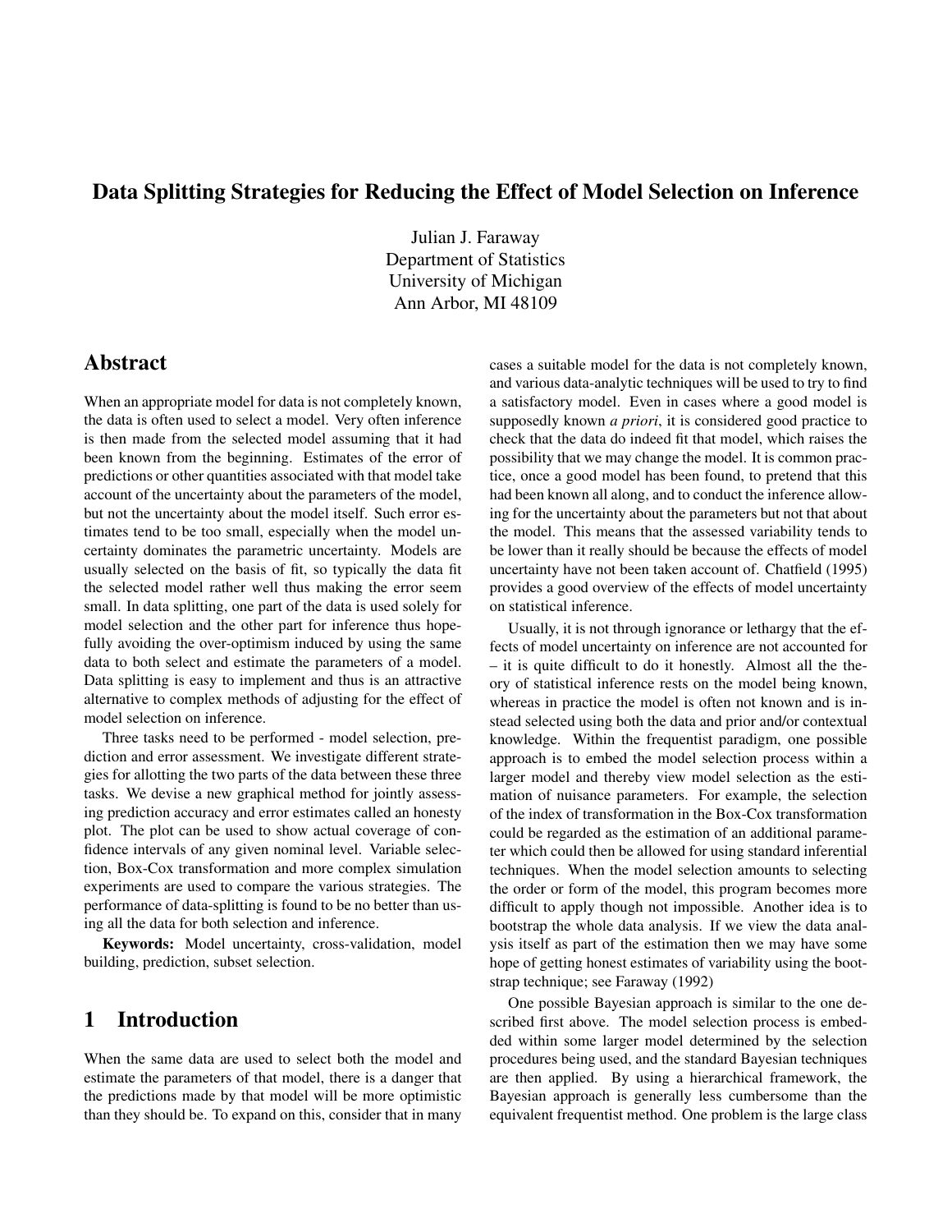# Data Splitting Strategies for Reducing the Effect of Model Selection on Inference

Julian J. Faraway
Department of Statistics
University of Michigan
Ann Arbor, MI 48109

## Abstract

When an appropriate model for data is not completely known, the data is often used to select a model. Very often inference is then made from the selected model assuming that it had been known from the beginning. Estimates of the error of predictions or other quantities associated with that model take account of the uncertainty about the parameters of the model, but not the uncertainty about the model itself. Such error estimates tend to be too small, especially when the model uncertainty dominates the parametric uncertainty. Models are usually selected on the basis of fit, so typically the data fit the selected model rather well thus making the error seem small. In data splitting, one part of the data is used solely for model selection and the other part for inference thus hopefully avoiding the over-optimism induced by using the same data to both select and estimate the parameters of a model. Data splitting is easy to implement and thus is an attractive alternative to complex methods of adjusting for the effect of model selection on inference.

Three tasks need to be performed - model selection, prediction and error assessment. We investigate different strategies for allotting the two parts of the data between these three tasks. We devise a new graphical method for jointly assessing prediction accuracy and error estimates called an honesty plot. The plot can be used to show actual coverage of confidence intervals of any given nominal level. Variable selection, Box-Cox transformation and more complex simulation experiments are used to compare the various strategies. The performance of data-splitting is found to be no better than using all the data for both selection and inference.

**Keywords:** Model uncertainty, cross-validation, model building, prediction, subset selection.

## 1 Introduction

When the same data are used to select both the model and estimate the parameters of that model, there is a danger that the predictions made by that model will be more optimistic than they should be. To expand on this, consider that in many cases a suitable model for the data is not completely known, and various data-analytic techniques will be used to try to find a satisfactory model. Even in cases where a good model is supposedly known *a priori*, it is considered good practice to check that the data do indeed fit that model, which raises the possibility that we may change the model. It is common practice, once a good model has been found, to pretend that this had been known all along, and to conduct the inference allowing for the uncertainty about the parameters but not that about the model. This means that the assessed variability tends to be lower than it really should be because the effects of model uncertainty have not been taken account of. Chatfield (1995) provides a good overview of the effects of model uncertainty on statistical inference.

Usually, it is not through ignorance or lethargy that the effects of model uncertainty on inference are not accounted for – it is quite difficult to do it honestly. Almost all the theory of statistical inference rests on the model being known, whereas in practice the model is often not known and is instead selected using both the data and prior and/or contextual knowledge. Within the frequentist paradigm, one possible approach is to embed the model selection process within a larger model and thereby view model selection as the estimation of nuisance parameters. For example, the selection of the index of transformation in the Box-Cox transformation could be regarded as the estimation of an additional parameter which could then be allowed for using standard inferential techniques. When the model selection amounts to selecting the order or form of the model, this program becomes more difficult to apply though not impossible. Another idea is to bootstrap the whole data analysis. If we view the data analysis itself as part of the estimation then we may have some hope of getting honest estimates of variability using the bootstrap technique; see Faraway (1992)

One possible Bayesian approach is similar to the one described first above. The model selection process is embedded within some larger model determined by the selection procedures being used, and the standard Bayesian techniques are then applied. By using a hierarchical framework, the Bayesian approach is generally less cumbersome than the equivalent frequentist method. One problem is the large class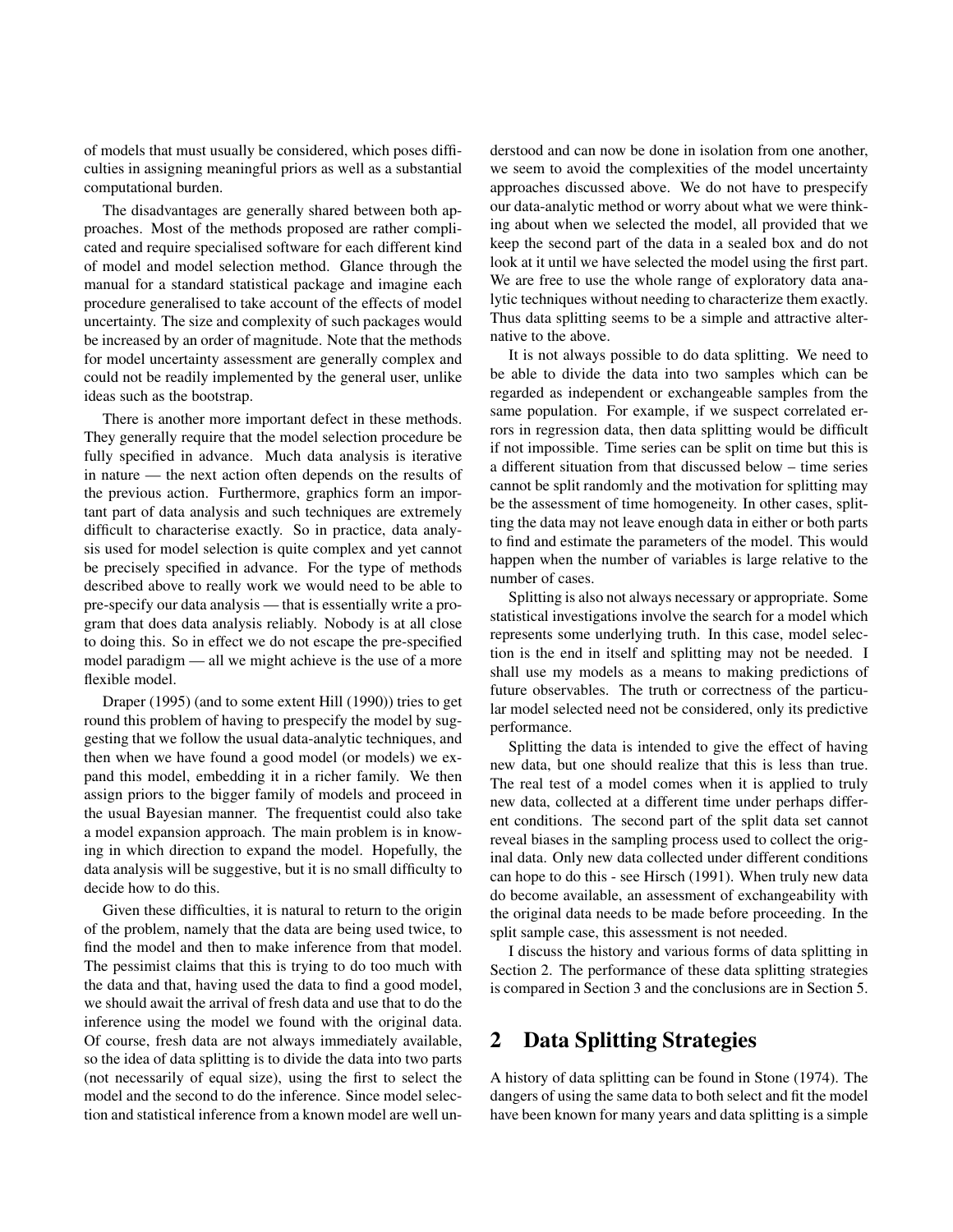of models that must usually be considered, which poses difficulties in assigning meaningful priors as well as a substantial computational burden.

The disadvantages are generally shared between both approaches. Most of the methods proposed are rather complicated and require specialised software for each different kind of model and model selection method. Glance through the manual for a standard statistical package and imagine each procedure generalised to take account of the effects of model uncertainty. The size and complexity of such packages would be increased by an order of magnitude. Note that the methods for model uncertainty assessment are generally complex and could not be readily implemented by the general user, unlike ideas such as the bootstrap.

There is another more important defect in these methods. They generally require that the model selection procedure be fully specified in advance. Much data analysis is iterative in nature — the next action often depends on the results of the previous action. Furthermore, graphics form an important part of data analysis and such techniques are extremely difficult to characterise exactly. So in practice, data analysis used for model selection is quite complex and yet cannot be precisely specified in advance. For the type of methods described above to really work we would need to be able to pre-specify our data analysis — that is essentially write a program that does data analysis reliably. Nobody is at all close to doing this. So in effect we do not escape the pre-specified model paradigm — all we might achieve is the use of a more flexible model.

Draper (1995) (and to some extent Hill (1990)) tries to get round this problem of having to prespecify the model by suggesting that we follow the usual data-analytic techniques, and then when we have found a good model (or models) we expand this model, embedding it in a richer family. We then assign priors to the bigger family of models and proceed in the usual Bayesian manner. The frequentist could also take a model expansion approach. The main problem is in knowing in which direction to expand the model. Hopefully, the data analysis will be suggestive, but it is no small difficulty to decide how to do this.

Given these difficulties, it is natural to return to the origin of the problem, namely that the data are being used twice, to find the model and then to make inference from that model. The pessimist claims that this is trying to do too much with the data and that, having used the data to find a good model, we should await the arrival of fresh data and use that to do the inference using the model we found with the original data. Of course, fresh data are not always immediately available, so the idea of data splitting is to divide the data into two parts (not necessarily of equal size), using the first to select the model and the second to do the inference. Since model selection and statistical inference from a known model are well understood and can now be done in isolation from one another, we seem to avoid the complexities of the model uncertainty approaches discussed above. We do not have to prespecify our data-analytic method or worry about what we were thinking about when we selected the model, all provided that we keep the second part of the data in a sealed box and do not look at it until we have selected the model using the first part. We are free to use the whole range of exploratory data analytic techniques without needing to characterize them exactly. Thus data splitting seems to be a simple and attractive alternative to the above.

It is not always possible to do data splitting. We need to be able to divide the data into two samples which can be regarded as independent or exchangeable samples from the same population. For example, if we suspect correlated errors in regression data, then data splitting would be difficult if not impossible. Time series can be split on time but this is a different situation from that discussed below – time series cannot be split randomly and the motivation for splitting may be the assessment of time homogeneity. In other cases, splitting the data may not leave enough data in either or both parts to find and estimate the parameters of the model. This would happen when the number of variables is large relative to the number of cases.

Splitting is also not always necessary or appropriate. Some statistical investigations involve the search for a model which represents some underlying truth. In this case, model selection is the end in itself and splitting may not be needed. I shall use my models as a means to making predictions of future observables. The truth or correctness of the particular model selected need not be considered, only its predictive performance.

Splitting the data is intended to give the effect of having new data, but one should realize that this is less than true. The real test of a model comes when it is applied to truly new data, collected at a different time under perhaps different conditions. The second part of the split data set cannot reveal biases in the sampling process used to collect the original data. Only new data collected under different conditions can hope to do this - see Hirsch (1991). When truly new data do become available, an assessment of exchangeability with the original data needs to be made before proceeding. In the split sample case, this assessment is not needed.

I discuss the history and various forms of data splitting in Section 2. The performance of these data splitting strategies is compared in Section 3 and the conclusions are in Section 5.

## 2 Data Splitting Strategies

A history of data splitting can be found in Stone (1974). The dangers of using the same data to both select and fit the model have been known for many years and data splitting is a simple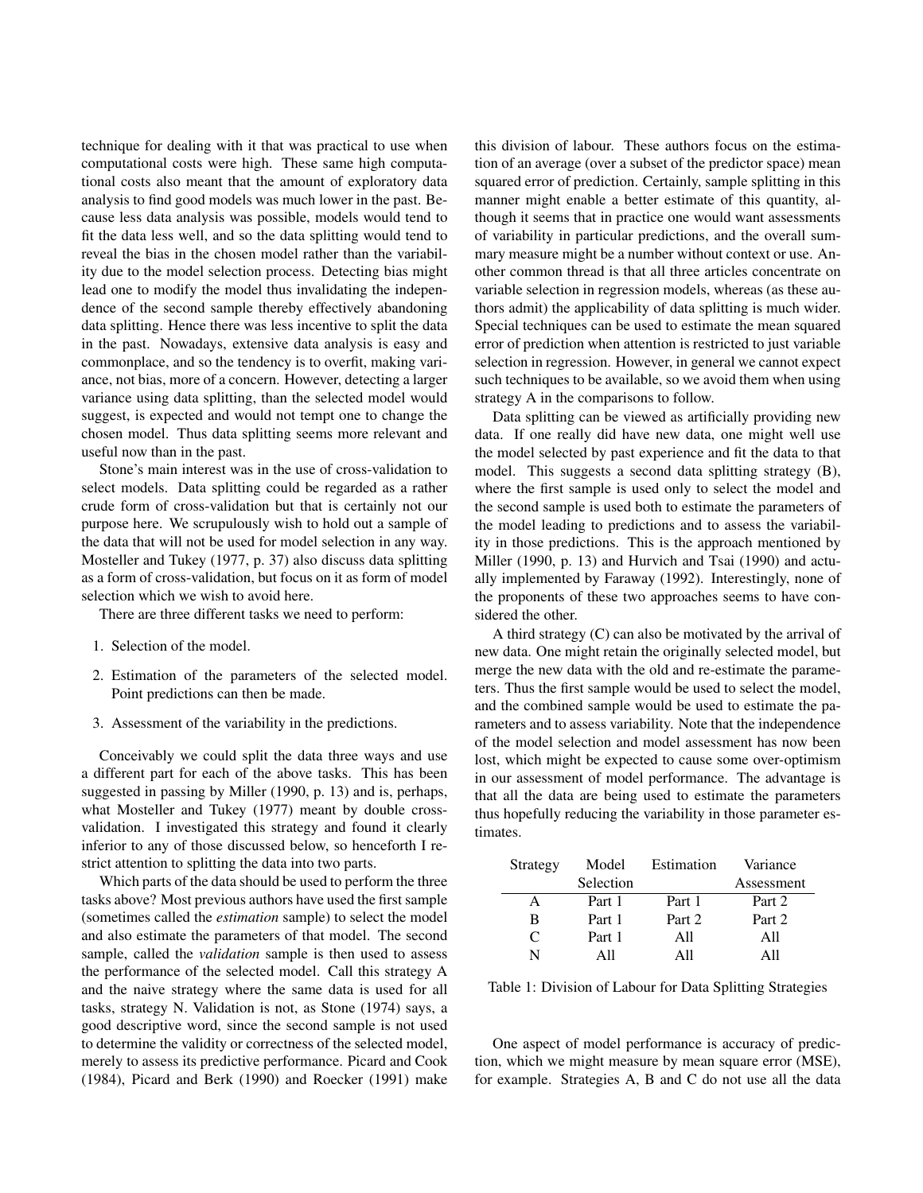technique for dealing with it that was practical to use when computational costs were high. These same high computational costs also meant that the amount of exploratory data analysis to find good models was much lower in the past. Because less data analysis was possible, models would tend to fit the data less well, and so the data splitting would tend to reveal the bias in the chosen model rather than the variability due to the model selection process. Detecting bias might lead one to modify the model thus invalidating the independence of the second sample thereby effectively abandoning data splitting. Hence there was less incentive to split the data in the past. Nowadays, extensive data analysis is easy and commonplace, and so the tendency is to overfit, making variance, not bias, more of a concern. However, detecting a larger variance using data splitting, than the selected model would suggest, is expected and would not tempt one to change the chosen model. Thus data splitting seems more relevant and useful now than in the past.

Stone's main interest was in the use of cross-validation to select models. Data splitting could be regarded as a rather crude form of cross-validation but that is certainly not our purpose here. We scrupulously wish to hold out a sample of the data that will not be used for model selection in any way. Mosteller and Tukey (1977, p. 37) also discuss data splitting as a form of cross-validation, but focus on it as form of model selection which we wish to avoid here.

There are three different tasks we need to perform:

1. Selection of the model.
2. Estimation of the parameters of the selected model. Point predictions can then be made.
3. Assessment of the variability in the predictions.

Conceivably we could split the data three ways and use a different part for each of the above tasks. This has been suggested in passing by Miller (1990, p. 13) and is, perhaps, what Mosteller and Tukey (1977) meant by double cross-validation. I investigated this strategy and found it clearly inferior to any of those discussed below, so henceforth I restrict attention to splitting the data into two parts.

Which parts of the data should be used to perform the three tasks above? Most previous authors have used the first sample (sometimes called the *estimation* sample) to select the model and also estimate the parameters of that model. The second sample, called the *validation* sample is then used to assess the performance of the selected model. Call this strategy A and the naive strategy where the same data is used for all tasks, strategy N. Validation is not, as Stone (1974) says, a good descriptive word, since the second sample is not used to determine the validity or correctness of the selected model, merely to assess its predictive performance. Picard and Cook (1984), Picard and Berk (1990) and Roecker (1991) make this division of labour. These authors focus on the estimation of an average (over a subset of the predictor space) mean squared error of prediction. Certainly, sample splitting in this manner might enable a better estimate of this quantity, although it seems that in practice one would want assessments of variability in particular predictions, and the overall summary measure might be a number without context or use. Another common thread is that all three articles concentrate on variable selection in regression models, whereas (as these authors admit) the applicability of data splitting is much wider. Special techniques can be used to estimate the mean squared error of prediction when attention is restricted to just variable selection in regression. However, in general we cannot expect such techniques to be available, so we avoid them when using strategy A in the comparisons to follow.

Data splitting can be viewed as artificially providing new data. If one really did have new data, one might well use the model selected by past experience and fit the data to that model. This suggests a second data splitting strategy (B), where the first sample is used only to select the model and the second sample is used both to estimate the parameters of the model leading to predictions and to assess the variability in those predictions. This is the approach mentioned by Miller (1990, p. 13) and Hurvich and Tsai (1990) and actually implemented by Faraway (1992). Interestingly, none of the proponents of these two approaches seems to have considered the other.

A third strategy (C) can also be motivated by the arrival of new data. One might retain the originally selected model, but merge the new data with the old and re-estimate the parameters. Thus the first sample would be used to select the model, and the combined sample would be used to estimate the parameters and to assess variability. Note that the independence of the model selection and model assessment has now been lost, which might be expected to cause some over-optimism in our assessment of model performance. The advantage is that all the data are being used to estimate the parameters thus hopefully reducing the variability in those parameter estimates.

| Strategy | Model Selection | Estimation | Variance Assessment |
|---|---|---|---|
| A | Part 1 | Part 1 | Part 2 |
| B | Part 1 | Part 2 | Part 2 |
| C | Part 1 | All | All |
| N | All | All | All |

Table 1: Division of Labour for Data Splitting Strategies

One aspect of model performance is accuracy of prediction, which we might measure by mean square error (MSE), for example. Strategies A, B and C do not use all the data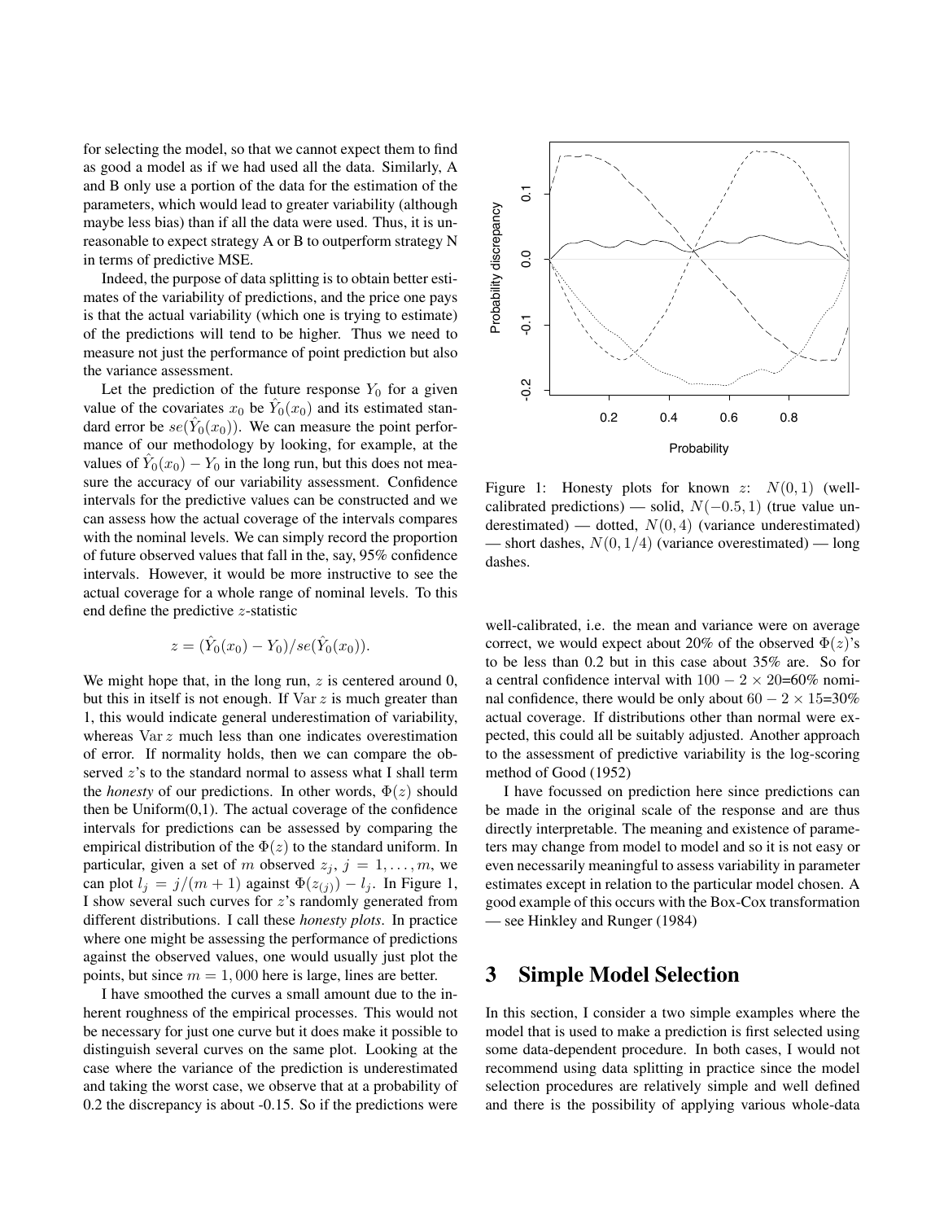for selecting the model, so that we cannot expect them to find as good a model as if we had used all the data. Similarly, A and B only use a portion of the data for the estimation of the parameters, which would lead to greater variability (although maybe less bias) than if all the data were used. Thus, it is unreasonable to expect strategy A or B to outperform strategy N in terms of predictive MSE.

Indeed, the purpose of data splitting is to obtain better estimates of the variability of predictions, and the price one pays is that the actual variability (which one is trying to estimate) of the predictions will tend to be higher. Thus we need to measure not just the performance of point prediction but also the variance assessment.

Let the prediction of the future response $Y_0$ for a given value of the covariates $x_0$ be $\hat{Y}_0(x_0)$ and its estimated standard error be $se(\hat{Y}_0(x_0))$. We can measure the point performance of our methodology by looking, for example, at the values of $\hat{Y}_0(x_0) - Y_0$ in the long run, but this does not measure the accuracy of our variability assessment. Confidence intervals for the predictive values can be constructed and we can assess how the actual coverage of the intervals compares with the nominal levels. We can simply record the proportion of future observed values that fall in the, say, 95% confidence intervals. However, it would be more instructive to see the actual coverage for a whole range of nominal levels. To this end define the predictive $z$-statistic

$$z = (\hat{Y}_0(x_0) - Y_0)/se(\hat{Y}_0(x_0)).$$

We might hope that, in the long run, $z$ is centered around 0, but this in itself is not enough. If $\mathrm{Var}\, z$ is much greater than 1, this would indicate general underestimation of variability, whereas $\mathrm{Var}\, z$ much less than one indicates overestimation of error. If normality holds, then we can compare the observed $z$'s to the standard normal to assess what I shall term the *honesty* of our predictions. In other words, $\Phi(z)$ should then be Uniform(0,1). The actual coverage of the confidence intervals for predictions can be assessed by comparing the empirical distribution of the $\Phi(z)$ to the standard uniform. In particular, given a set of $m$ observed $z_j$, $j = 1, \ldots, m$, we can plot $l_j = j/(m+1)$ against $\Phi(z_{(j)}) - l_j$. In Figure 1, I show several such curves for $z$'s randomly generated from different distributions. I call these *honesty plots*. In practice where one might be assessing the performance of predictions against the observed values, one would usually just plot the points, but since $m = 1,000$ here is large, lines are better.

I have smoothed the curves a small amount due to the inherent roughness of the empirical processes. This would not be necessary for just one curve but it does make it possible to distinguish several curves on the same plot. Looking at the case where the variance of the prediction is underestimated and taking the worst case, we observe that at a probability of 0.2 the discrepancy is about -0.15. So if the predictions were well-calibrated, i.e. the mean and variance were on average correct, we would expect about 20% of the observed $\Phi(z)$'s to be less than 0.2 but in this case about 35% are. So for a central confidence interval with $100 - 2 \times 20$=60% nominal confidence, there would be only about $60 - 2 \times 15$=30% actual coverage. If distributions other than normal were expected, this could all be suitably adjusted. Another approach to the assessment of predictive variability is the log-scoring method of Good (1952)

Figure 1: Honesty plots for known $z$: $N(0, 1)$ (well-calibrated predictions) — solid, $N(-0.5, 1)$ (true value underestimated) — dotted, $N(0, 4)$ (variance underestimated) — short dashes, $N(0, 1/4)$ (variance overestimated) — long dashes.

I have focussed on prediction here since predictions can be made in the original scale of the response and are thus directly interpretable. The meaning and existence of parameters may change from model to model and so it is not easy or even necessarily meaningful to assess variability in parameter estimates except in relation to the particular model chosen. A good example of this occurs with the Box-Cox transformation — see Hinkley and Runger (1984)

## 3 Simple Model Selection

In this section, I consider a two simple examples where the model that is used to make a prediction is first selected using some data-dependent procedure. In both cases, I would not recommend using data splitting in practice since the model selection procedures are relatively simple and well defined and there is the possibility of applying various whole-data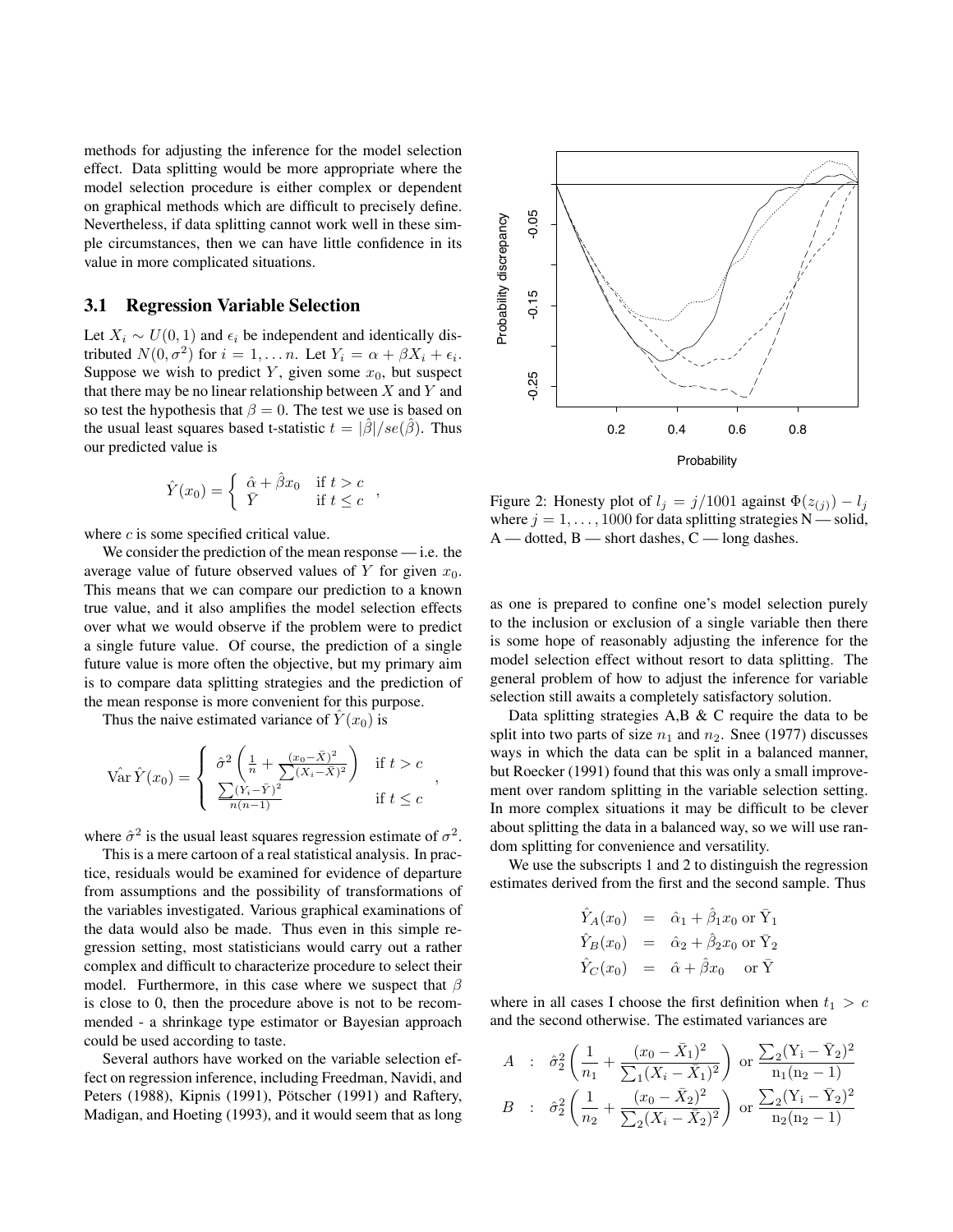methods for adjusting the inference for the model selection effect. Data splitting would be more appropriate where the model selection procedure is either complex or dependent on graphical methods which are difficult to precisely define. Nevertheless, if data splitting cannot work well in these simple circumstances, then we can have little confidence in its value in more complicated situations.

### 3.1 Regression Variable Selection

Let $X_i \sim U(0,1)$ and $\epsilon_i$ be independent and identically distributed $N(0, \sigma^2)$ for $i = 1, \ldots n$. Let $Y_i = \alpha + \beta X_i + \epsilon_i$. Suppose we wish to predict $Y$, given some $x_0$, but suspect that there may be no linear relationship between $X$ and $Y$ and so test the hypothesis that $\beta = 0$. The test we use is based on the usual least squares based t-statistic $t = |\hat{\beta}|/se(\hat{\beta})$. Thus our predicted value is

$$\hat{Y}(x_0) = \begin{cases} \hat{\alpha} + \hat{\beta}x_0 & \text{if } t > c \\ \bar{Y} & \text{if } t \leq c \end{cases},$$

where $c$ is some specified critical value.

We consider the prediction of the mean response — i.e. the average value of future observed values of $Y$ for given $x_0$. This means that we can compare our prediction to a known true value, and it also amplifies the model selection effects over what we would observe if the problem were to predict a single future value. Of course, the prediction of a single future value is more often the objective, but my primary aim is to compare data splitting strategies and the prediction of the mean response is more convenient for this purpose.

Thus the naive estimated variance of $\hat{Y}(x_0)$ is

$$\hat{\text{Var}}\, \hat{Y}(x_0) = \begin{cases} \hat{\sigma}^2 \left( \frac{1}{n} + \frac{(x_0 - \bar{X})^2}{\sum (X_i - \bar{X})^2} \right) & \text{if } t > c \\ \frac{\sum (Y_i - \bar{Y})^2}{n(n-1)} & \text{if } t \leq c \end{cases},$$

where $\hat{\sigma}^2$ is the usual least squares regression estimate of $\sigma^2$.

This is a mere cartoon of a real statistical analysis. In practice, residuals would be examined for evidence of departure from assumptions and the possibility of transformations of the variables investigated. Various graphical examinations of the data would also be made. Thus even in this simple regression setting, most statisticians would carry out a rather complex and difficult to characterize procedure to select their model. Furthermore, in this case where we suspect that $\beta$ is close to 0, then the procedure above is not to be recommended - a shrinkage type estimator or Bayesian approach could be used according to taste.

Several authors have worked on the variable selection effect on regression inference, including Freedman, Navidi, and Peters (1988), Kipnis (1991), Pötscher (1991) and Raftery, Madigan, and Hoeting (1993), and it would seem that as long as one is prepared to confine one's model selection purely to the inclusion or exclusion of a single variable then there is some hope of reasonably adjusting the inference for the model selection effect without resort to data splitting. The general problem of how to adjust the inference for variable selection still awaits a completely satisfactory solution.

Figure 2: Honesty plot of $l_j = j/1001$ against $\Phi(z_{(j)}) - l_j$ where $j = 1, \ldots, 1000$ for data splitting strategies N — solid, A — dotted, B — short dashes, C — long dashes.

Data splitting strategies A,B & C require the data to be split into two parts of size $n_1$ and $n_2$. Snee (1977) discusses ways in which the data can be split in a balanced manner, but Roecker (1991) found that this was only a small improvement over random splitting in the variable selection setting. In more complex situations it may be difficult to be clever about splitting the data in a balanced way, so we will use random splitting for convenience and versatility.

We use the subscripts 1 and 2 to distinguish the regression estimates derived from the first and the second sample. Thus

$$\begin{aligned} \hat{Y}_A(x_0) &= \hat{\alpha}_1 + \hat{\beta}_1 x_0 \text{ or } \bar{Y}_1 \\ \hat{Y}_B(x_0) &= \hat{\alpha}_2 + \hat{\beta}_2 x_0 \text{ or } \bar{Y}_2 \\ \hat{Y}_C(x_0) &= \hat{\alpha} + \hat{\beta} x_0 \quad \text{or } \bar{Y} \end{aligned}$$

where in all cases I choose the first definition when $t_1 > c$ and the second otherwise. The estimated variances are

$$A \quad : \quad \hat{\sigma}_2^2 \left( \frac{1}{n_1} + \frac{(x_0 - \bar{X}_1)^2}{\sum_1 (X_i - \bar{X}_1)^2} \right) \text{ or } \frac{\sum_2 (Y_i - \bar{Y}_2)^2}{n_1(n_2 - 1)}$$

$$B \quad : \quad \hat{\sigma}_2^2 \left( \frac{1}{n_2} + \frac{(x_0 - \bar{X}_2)^2}{\sum_2 (X_i - \bar{X}_2)^2} \right) \text{ or } \frac{\sum_2 (Y_i - \bar{Y}_2)^2}{n_2(n_2 - 1)}$$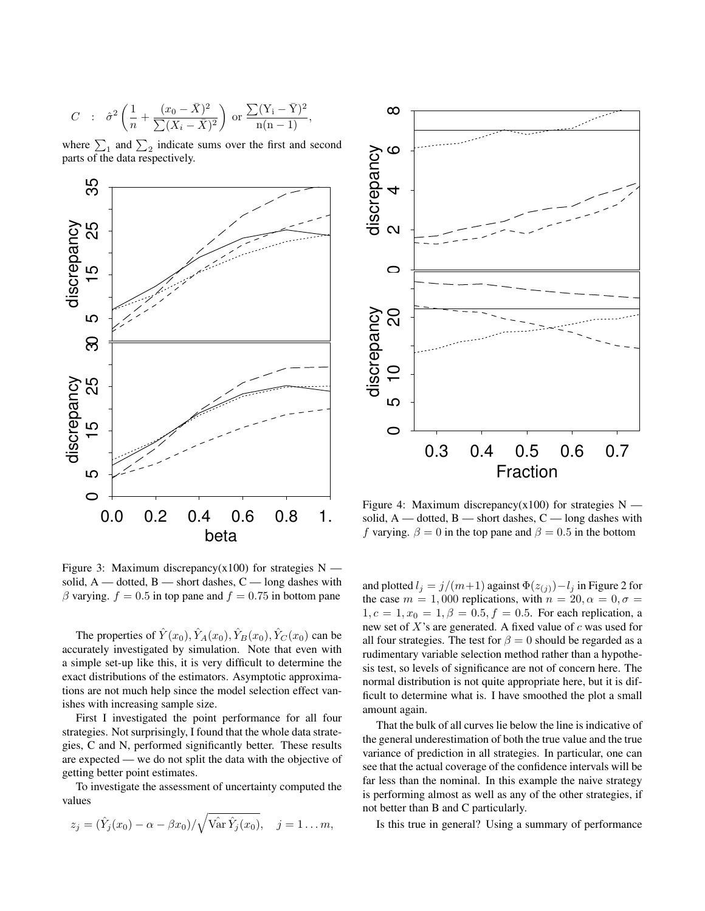$$C \quad : \quad \hat{\sigma}^2 \left( \frac{1}{n} + \frac{(x_0 - \bar{X})^2}{\sum (X_i - \bar{X})^2} \right) \text{ or } \frac{\sum (\mathrm{Y_i} - \bar{\mathrm{Y}})^2}{\mathrm{n(n-1)}},$$

where $\sum_1$ and $\sum_2$ indicate sums over the first and second parts of the data respectively.

Figure 3: Maximum discrepancy(x100) for strategies N — solid, A — dotted, B — short dashes, C — long dashes with $\beta$ varying. $f = 0.5$ in top pane and $f = 0.75$ in bottom pane

The properties of $\hat{Y}(x_0), \hat{Y}_A(x_0), \hat{Y}_B(x_0), \hat{Y}_C(x_0)$ can be accurately investigated by simulation. Note that even with a simple set-up like this, it is very difficult to determine the exact distributions of the estimators. Asymptotic approximations are not much help since the model selection effect vanishes with increasing sample size.

First I investigated the point performance for all four strategies. Not surprisingly, I found that the whole data strategies, C and N, performed significantly better. These results are expected — we do not split the data with the objective of getting better point estimates.

To investigate the assessment of uncertainty computed the values

$$z_j = (\hat{Y}_j(x_0) - \alpha - \beta x_0) / \sqrt{\hat{\mathrm{Var}}\, \hat{Y}_j(x_0)}, \quad j = 1 \dots m,$$

Figure 4: Maximum discrepancy(x100) for strategies N — solid, A — dotted, B — short dashes, C — long dashes with $f$ varying. $\beta = 0$ in the top pane and $\beta = 0.5$ in the bottom

and plotted $l_j = j/(m+1)$ against $\Phi(z_{(j)}) - l_j$ in Figure 2 for the case $m = 1,000$ replications, with $n = 20, \alpha = 0, \sigma = 1, c = 1, x_0 = 1, \beta = 0.5, f = 0.5$. For each replication, a new set of $X$'s are generated. A fixed value of $c$ was used for all four strategies. The test for $\beta = 0$ should be regarded as a rudimentary variable selection method rather than a hypothesis test, so levels of significance are not of concern here. The normal distribution is not quite appropriate here, but it is difficult to determine what is. I have smoothed the plot a small amount again.

That the bulk of all curves lie below the line is indicative of the general underestimation of both the true value and the true variance of prediction in all strategies. In particular, one can see that the actual coverage of the confidence intervals will be far less than the nominal. In this example the naive strategy is performing almost as well as any of the other strategies, if not better than B and C particularly.

Is this true in general? Using a summary of performance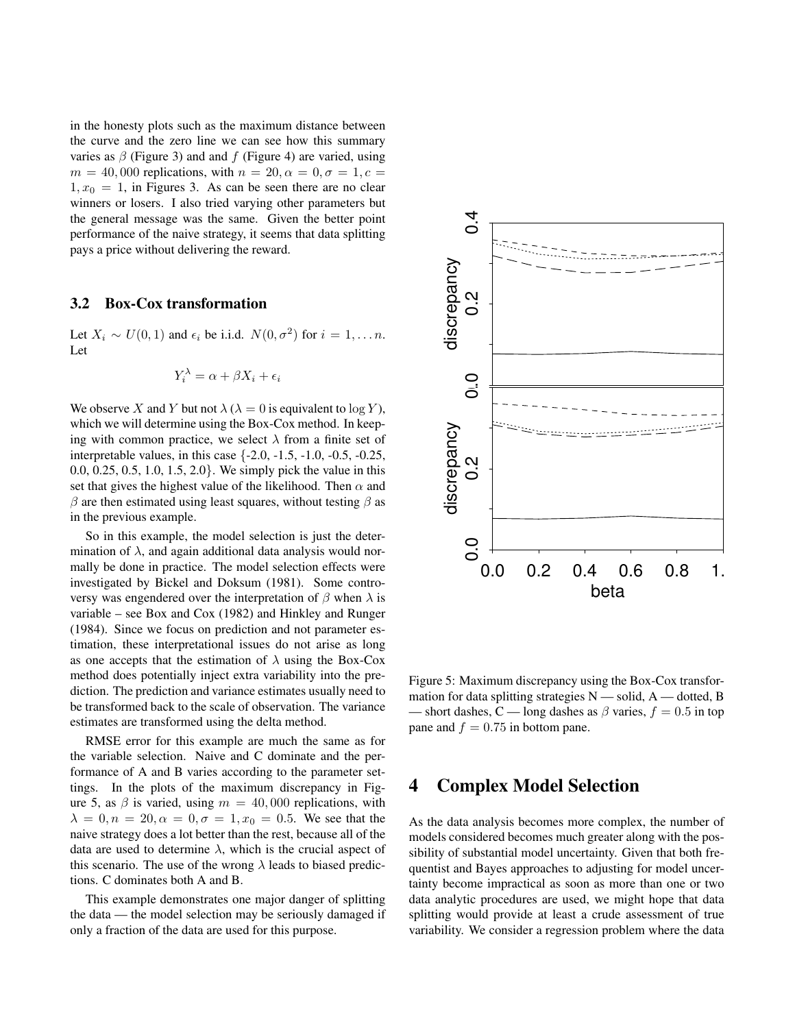in the honesty plots such as the maximum distance between the curve and the zero line we can see how this summary varies as $\beta$ (Figure 3) and and $f$ (Figure 4) are varied, using $m = 40,000$ replications, with $n = 20, \alpha = 0, \sigma = 1, c = 1, x_0 = 1$, in Figures 3. As can be seen there are no clear winners or losers. I also tried varying other parameters but the general message was the same. Given the better point performance of the naive strategy, it seems that data splitting pays a price without delivering the reward.

### 3.2 Box-Cox transformation

Let $X_i \sim U(0,1)$ and $\epsilon_i$ be i.i.d. $N(0, \sigma^2)$ for $i = 1, \ldots n$. Let

$$Y_i^\lambda = \alpha + \beta X_i + \epsilon_i$$

We observe $X$ and $Y$ but not $\lambda$ ($\lambda = 0$ is equivalent to $\log Y$), which we will determine using the Box-Cox method. In keeping with common practice, we select $\lambda$ from a finite set of interpretable values, in this case {-2.0, -1.5, -1.0, -0.5, -0.25, 0.0, 0.25, 0.5, 1.0, 1.5, 2.0}. We simply pick the value in this set that gives the highest value of the likelihood. Then $\alpha$ and $\beta$ are then estimated using least squares, without testing $\beta$ as in the previous example.

So in this example, the model selection is just the determination of $\lambda$, and again additional data analysis would normally be done in practice. The model selection effects were investigated by Bickel and Doksum (1981). Some controversy was engendered over the interpretation of $\beta$ when $\lambda$ is variable – see Box and Cox (1982) and Hinkley and Runger (1984). Since we focus on prediction and not parameter estimation, these interpretational issues do not arise as long as one accepts that the estimation of $\lambda$ using the Box-Cox method does potentially inject extra variability into the prediction. The prediction and variance estimates usually need to be transformed back to the scale of observation. The variance estimates are transformed using the delta method.

RMSE error for this example are much the same as for the variable selection. Naive and C dominate and the performance of A and B varies according to the parameter settings. In the plots of the maximum discrepancy in Figure 5, as $\beta$ is varied, using $m = 40,000$ replications, with $\lambda = 0, n = 20, \alpha = 0, \sigma = 1, x_0 = 0.5$. We see that the naive strategy does a lot better than the rest, because all of the data are used to determine $\lambda$, which is the crucial aspect of this scenario. The use of the wrong $\lambda$ leads to biased predictions. C dominates both A and B.

This example demonstrates one major danger of splitting the data — the model selection may be seriously damaged if only a fraction of the data are used for this purpose.

Figure 5: Maximum discrepancy using the Box-Cox transformation for data splitting strategies N — solid, A — dotted, B — short dashes, C — long dashes as $\beta$ varies, $f = 0.5$ in top pane and $f = 0.75$ in bottom pane.

## 4 Complex Model Selection

As the data analysis becomes more complex, the number of models considered becomes much greater along with the possibility of substantial model uncertainty. Given that both frequentist and Bayes approaches to adjusting for model uncertainty become impractical as soon as more than one or two data analytic procedures are used, we might hope that data splitting would provide at least a crude assessment of true variability. We consider a regression problem where the data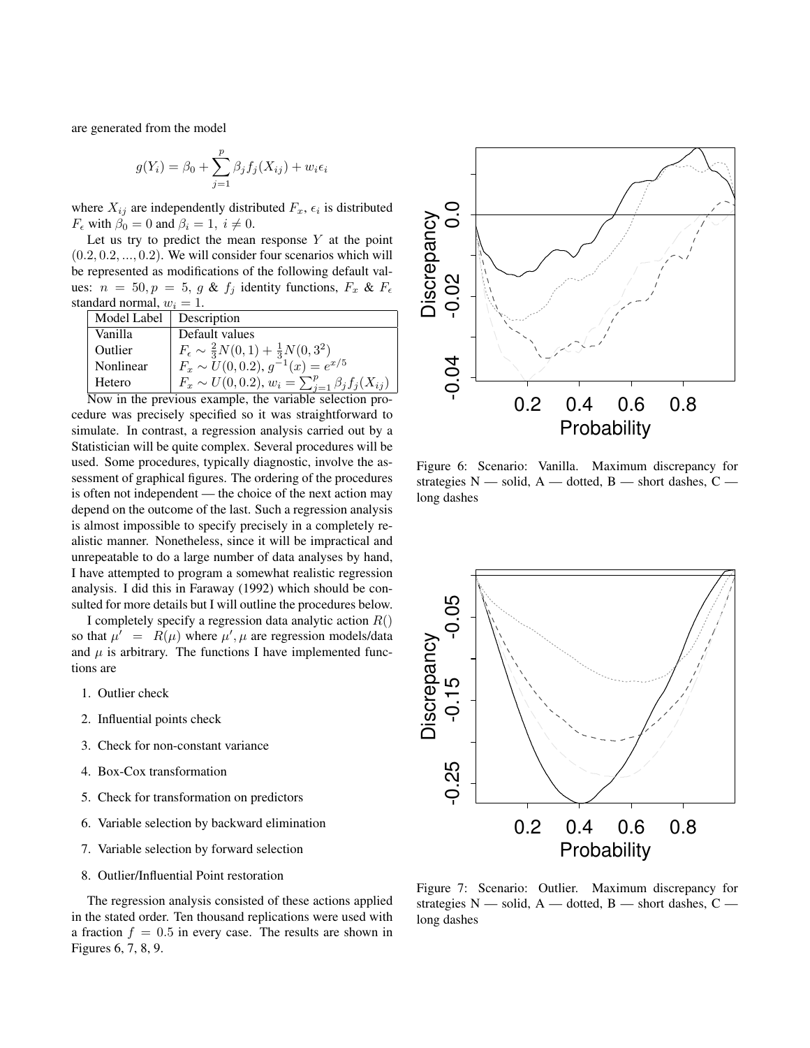are generated from the model

$$g(Y_i) = \beta_0 + \sum_{j=1}^{p} \beta_j f_j(X_{ij}) + w_i \epsilon_i$$

where $X_{ij}$ are independently distributed $F_x$, $\epsilon_i$ is distributed $F_\epsilon$ with $\beta_0 = 0$ and $\beta_i = 1,\ i \neq 0$.

Let us try to predict the mean response $Y$ at the point $(0.2, 0.2, ..., 0.2)$. We will consider four scenarios which will be represented as modifications of the following default values: $n = 50, p = 5$, $g$ & $f_j$ identity functions, $F_x$ & $F_\epsilon$ standard normal, $w_i = 1$.

| Model Label | Description |
|---|---|
| Vanilla | Default values |
| Outlier | $F_\epsilon \sim \frac{2}{3}N(0,1) + \frac{1}{3}N(0,3^2)$ |
| Nonlinear | $F_x \sim U(0,0.2)$, $g^{-1}(x) = e^{x/5}$ |
| Hetero | $F_x \sim U(0,0.2)$, $w_i = \sum_{j=1}^{p} \beta_j f_j(X_{ij})$ |

Now in the previous example, the variable selection procedure was precisely specified so it was straightforward to simulate. In contrast, a regression analysis carried out by a Statistician will be quite complex. Several procedures will be used. Some procedures, typically diagnostic, involve the assessment of graphical figures. The ordering of the procedures is often not independent — the choice of the next action may depend on the outcome of the last. Such a regression analysis is almost impossible to specify precisely in a completely realistic manner. Nonetheless, since it will be impractical and unrepeatable to do a large number of data analyses by hand, I have attempted to program a somewhat realistic regression analysis. I did this in Faraway (1992) which should be consulted for more details but I will outline the procedures below.

I completely specify a regression data analytic action $R()$ so that $\mu' = R(\mu)$ where $\mu', \mu$ are regression models/data and $\mu$ is arbitrary. The functions I have implemented functions are

1. Outlier check
2. Influential points check
3. Check for non-constant variance
4. Box-Cox transformation
5. Check for transformation on predictors
6. Variable selection by backward elimination
7. Variable selection by forward selection
8. Outlier/Influential Point restoration

The regression analysis consisted of these actions applied in the stated order. Ten thousand replications were used with a fraction $f = 0.5$ in every case. The results are shown in Figures 6, 7, 8, 9.

Figure 6: Scenario: Vanilla. Maximum discrepancy for strategies N — solid, A — dotted, B — short dashes, C — long dashes

Figure 7: Scenario: Outlier. Maximum discrepancy for strategies N — solid, A — dotted, B — short dashes, C — long dashes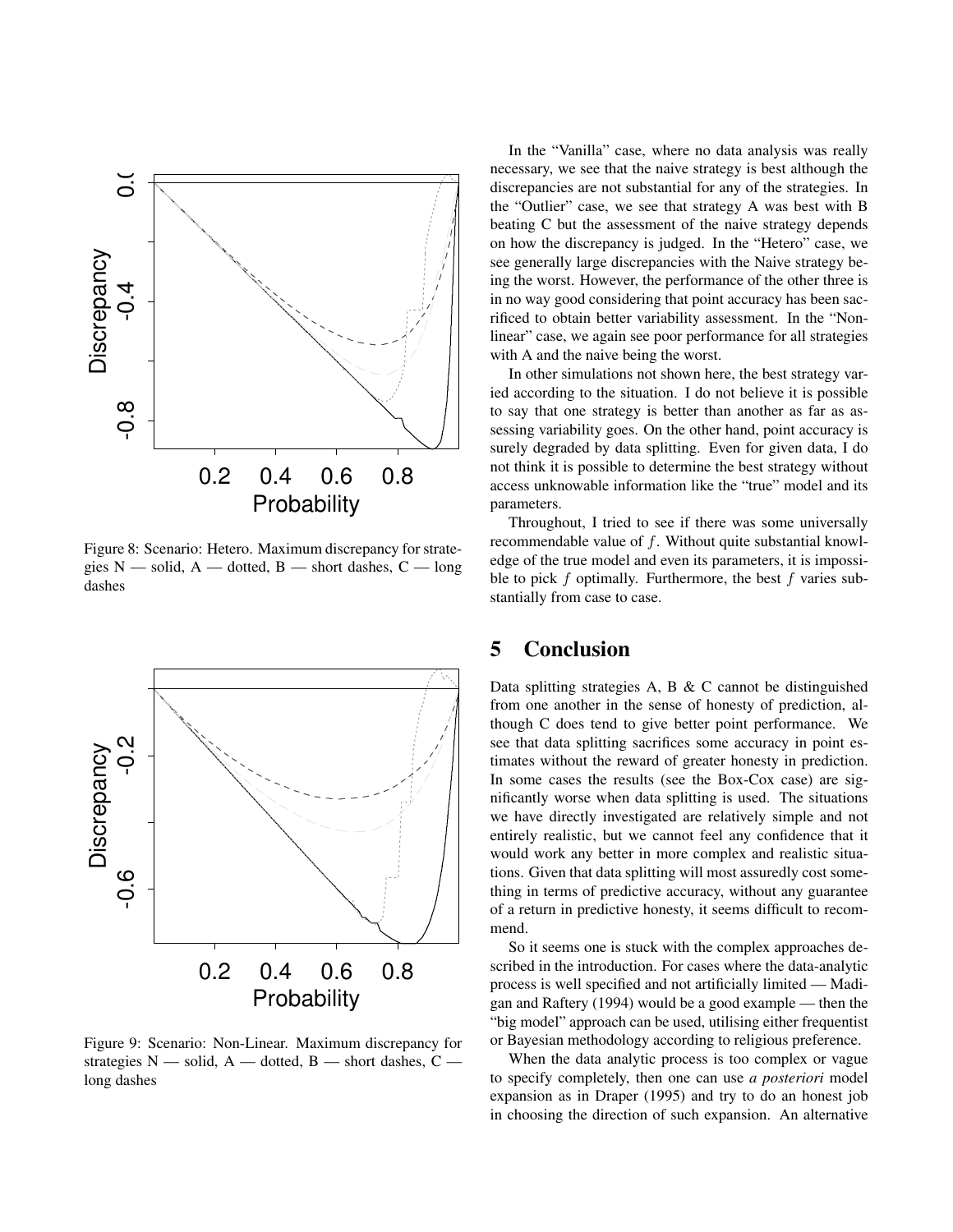Figure 8: Scenario: Hetero. Maximum discrepancy for strategies N — solid, A — dotted, B — short dashes, C — long dashes

Figure 9: Scenario: Non-Linear. Maximum discrepancy for strategies N — solid, A — dotted, B — short dashes, C — long dashes

In the "Vanilla" case, where no data analysis was really necessary, we see that the naive strategy is best although the discrepancies are not substantial for any of the strategies. In the "Outlier" case, we see that strategy A was best with B beating C but the assessment of the naive strategy depends on how the discrepancy is judged. In the "Hetero" case, we see generally large discrepancies with the Naive strategy being the worst. However, the performance of the other three is in no way good considering that point accuracy has been sacrificed to obtain better variability assessment. In the "Non-linear" case, we again see poor performance for all strategies with A and the naive being the worst.

In other simulations not shown here, the best strategy varied according to the situation. I do not believe it is possible to say that one strategy is better than another as far as assessing variability goes. On the other hand, point accuracy is surely degraded by data splitting. Even for given data, I do not think it is possible to determine the best strategy without access unknowable information like the "true" model and its parameters.

Throughout, I tried to see if there was some universally recommendable value of $f$. Without quite substantial knowledge of the true model and even its parameters, it is impossible to pick $f$ optimally. Furthermore, the best $f$ varies substantially from case to case.

# 5 Conclusion

Data splitting strategies A, B & C cannot be distinguished from one another in the sense of honesty of prediction, although C does tend to give better point performance. We see that data splitting sacrifices some accuracy in point estimates without the reward of greater honesty in prediction. In some cases the results (see the Box-Cox case) are significantly worse when data splitting is used. The situations we have directly investigated are relatively simple and not entirely realistic, but we cannot feel any confidence that it would work any better in more complex and realistic situations. Given that data splitting will most assuredly cost something in terms of predictive accuracy, without any guarantee of a return in predictive honesty, it seems difficult to recommend.

So it seems one is stuck with the complex approaches described in the introduction. For cases where the data-analytic process is well specified and not artificially limited — Madigan and Raftery (1994) would be a good example — then the "big model" approach can be used, utilising either frequentist or Bayesian methodology according to religious preference.

When the data analytic process is too complex or vague to specify completely, then one can use *a posteriori* model expansion as in Draper (1995) and try to do an honest job in choosing the direction of such expansion. An alternative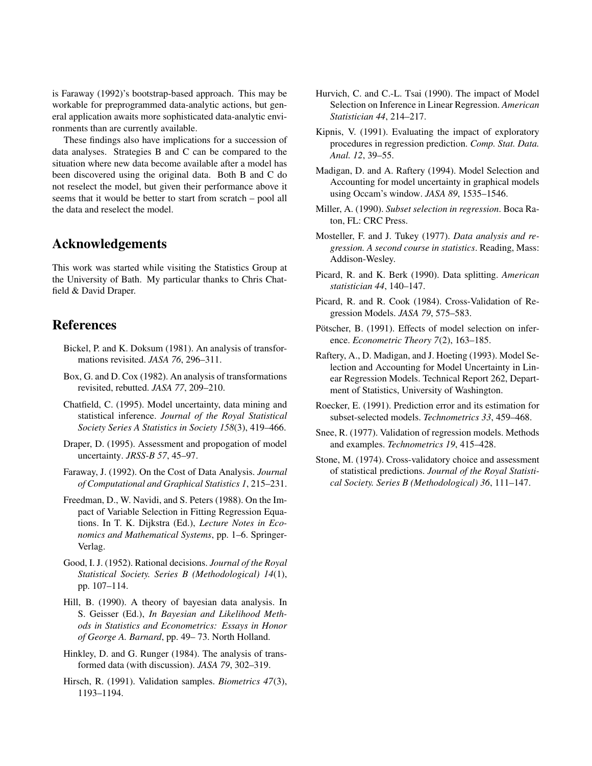is Faraway (1992)'s bootstrap-based approach. This may be workable for preprogrammed data-analytic actions, but general application awaits more sophisticated data-analytic environments than are currently available.

These findings also have implications for a succession of data analyses. Strategies B and C can be compared to the situation where new data become available after a model has been discovered using the original data. Both B and C do not reselect the model, but given their performance above it seems that it would be better to start from scratch – pool all the data and reselect the model.

## Acknowledgements

This work was started while visiting the Statistics Group at the University of Bath. My particular thanks to Chris Chatfield & David Draper.

## References

Bickel, P. and K. Doksum (1981). An analysis of transformations revisited. *JASA 76*, 296–311.

Box, G. and D. Cox (1982). An analysis of transformations revisited, rebutted. *JASA 77*, 209–210.

Chatfield, C. (1995). Model uncertainty, data mining and statistical inference. *Journal of the Royal Statistical Society Series A Statistics in Society 158*(3), 419–466.

Draper, D. (1995). Assessment and propogation of model uncertainty. *JRSS-B 57*, 45–97.

Faraway, J. (1992). On the Cost of Data Analysis. *Journal of Computational and Graphical Statistics 1*, 215–231.

Freedman, D., W. Navidi, and S. Peters (1988). On the Impact of Variable Selection in Fitting Regression Equations. In T. K. Dijkstra (Ed.), *Lecture Notes in Economics and Mathematical Systems*, pp. 1–6. Springer-Verlag.

Good, I. J. (1952). Rational decisions. *Journal of the Royal Statistical Society. Series B (Methodological) 14*(1), pp. 107–114.

Hill, B. (1990). A theory of bayesian data analysis. In S. Geisser (Ed.), *In Bayesian and Likelihood Methods in Statistics and Econometrics: Essays in Honor of George A. Barnard*, pp. 49– 73. North Holland.

Hinkley, D. and G. Runger (1984). The analysis of transformed data (with discussion). *JASA 79*, 302–319.

Hirsch, R. (1991). Validation samples. *Biometrics 47*(3), 1193–1194.

Hurvich, C. and C.-L. Tsai (1990). The impact of Model Selection on Inference in Linear Regression. *American Statistician 44*, 214–217.

Kipnis, V. (1991). Evaluating the impact of exploratory procedures in regression prediction. *Comp. Stat. Data. Anal. 12*, 39–55.

Madigan, D. and A. Raftery (1994). Model Selection and Accounting for model uncertainty in graphical models using Occam's window. *JASA 89*, 1535–1546.

Miller, A. (1990). *Subset selection in regression*. Boca Raton, FL: CRC Press.

Mosteller, F. and J. Tukey (1977). *Data analysis and regression. A second course in statistics*. Reading, Mass: Addison-Wesley.

Picard, R. and K. Berk (1990). Data splitting. *American statistician 44*, 140–147.

Picard, R. and R. Cook (1984). Cross-Validation of Regression Models. *JASA 79*, 575–583.

Pötscher, B. (1991). Effects of model selection on inference. *Econometric Theory 7*(2), 163–185.

Raftery, A., D. Madigan, and J. Hoeting (1993). Model Selection and Accounting for Model Uncertainty in Linear Regression Models. Technical Report 262, Department of Statistics, University of Washington.

Roecker, E. (1991). Prediction error and its estimation for subset-selected models. *Technometrics 33*, 459–468.

Snee, R. (1977). Validation of regression models. Methods and examples. *Technometrics 19*, 415–428.

Stone, M. (1974). Cross-validatory choice and assessment of statistical predictions. *Journal of the Royal Statistical Society. Series B (Methodological) 36*, 111–147.